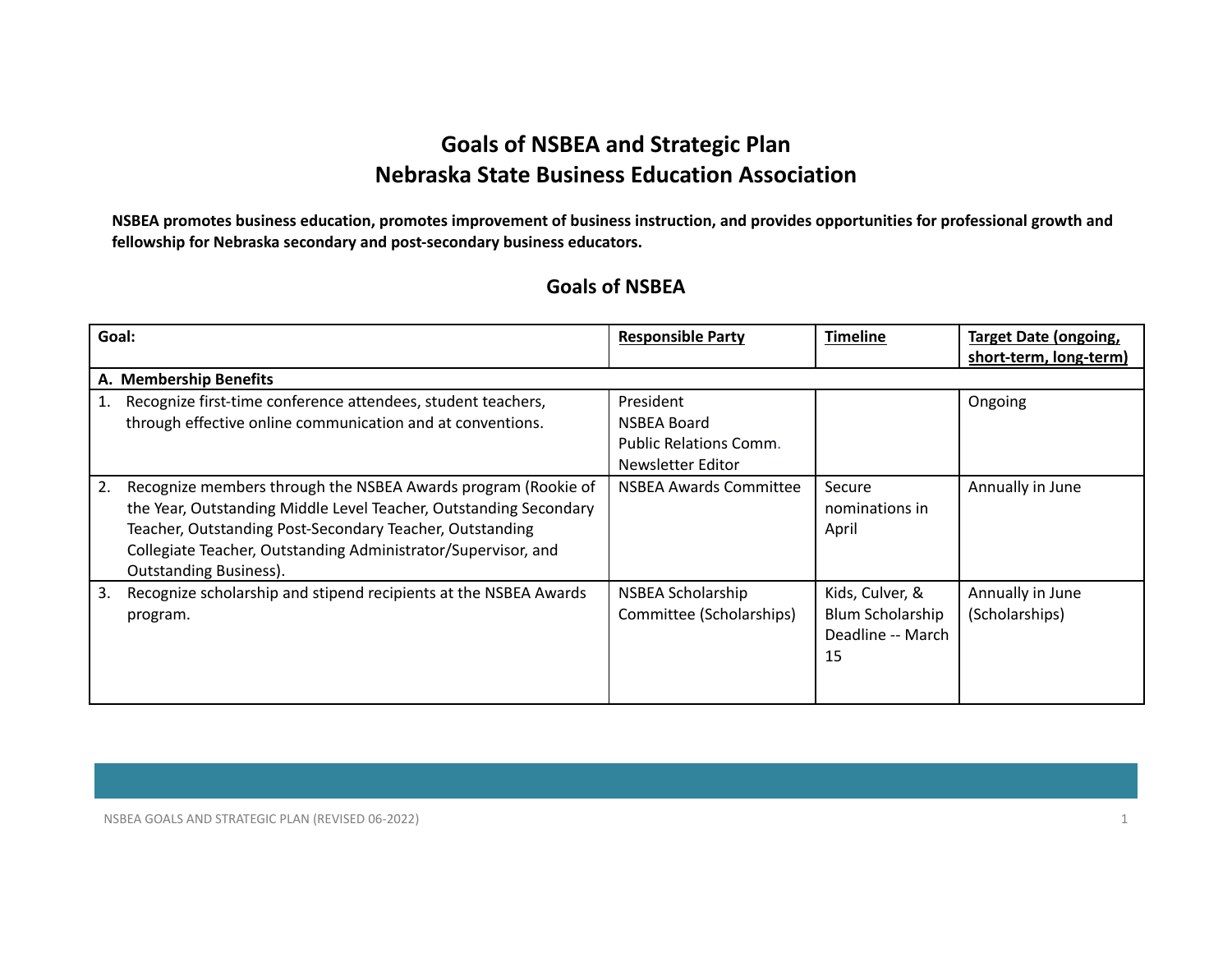# Goals of NSBEA and Strategic Plan
# Nebraska State Business Education Association

**NSBEA promotes business education, promotes improvement of business instruction, and provides opportunities for professional growth and fellowship for Nebraska secondary and post-secondary business educators.**

## Goals of NSBEA

| Goal: | Responsible Party | Timeline | Target Date (ongoing, short-term, long-term) |
|---|---|---|---|
| **A. Membership Benefits** | | | |
| 1. Recognize first-time conference attendees, student teachers, through effective online communication and at conventions. | President<br>NSBEA Board<br>Public Relations Comm.<br>Newsletter Editor | | Ongoing |
| 2. Recognize members through the NSBEA Awards program (Rookie of the Year, Outstanding Middle Level Teacher, Outstanding Secondary Teacher, Outstanding Post-Secondary Teacher, Outstanding Collegiate Teacher, Outstanding Administrator/Supervisor, and Outstanding Business). | NSBEA Awards Committee | Secure nominations in April | Annually in June |
| 3. Recognize scholarship and stipend recipients at the NSBEA Awards program. | NSBEA Scholarship Committee (Scholarships) | Kids, Culver, & Blum Scholarship Deadline -- March 15 | Annually in June (Scholarships) |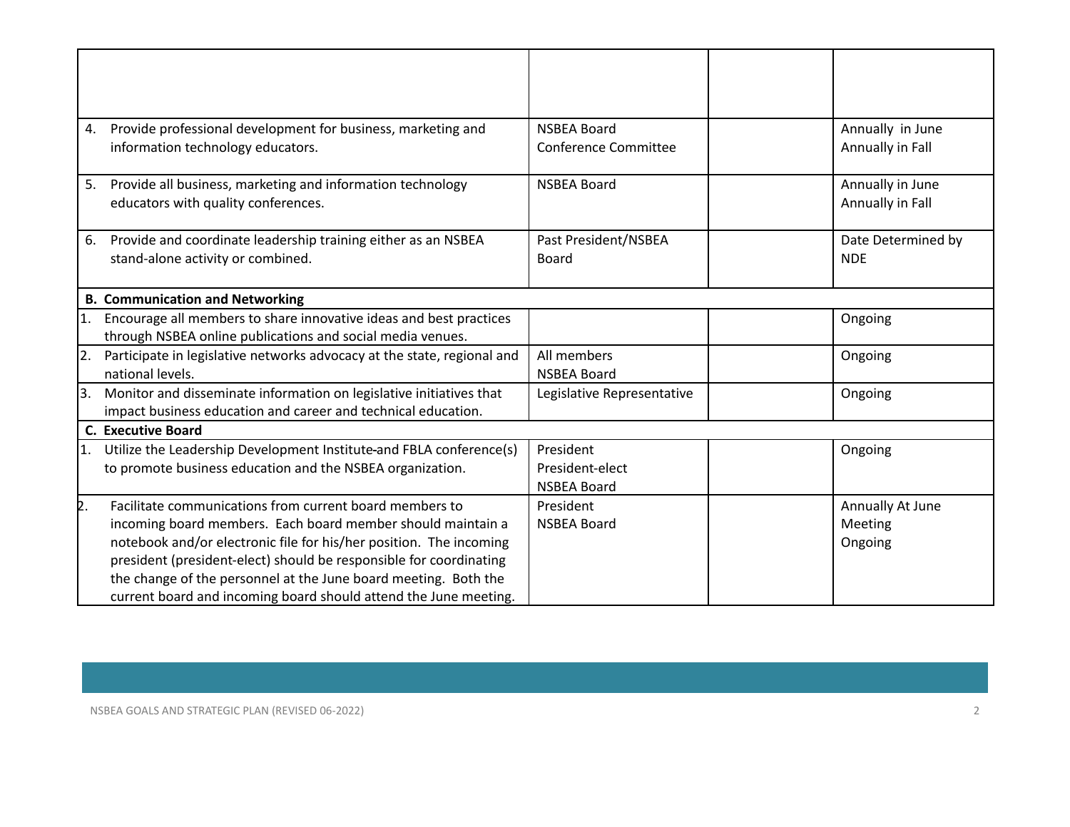| | | | |
|---|---|---|---|
| | | | |
| 4. Provide professional development for business, marketing and information technology educators. | NSBEA Board<br>Conference Committee | | Annually in June<br>Annually in Fall |
| 5. Provide all business, marketing and information technology educators with quality conferences. | NSBEA Board | | Annually in June<br>Annually in Fall |
| 6. Provide and coordinate leadership training either as an NSBEA stand-alone activity or combined. | Past President/NSBEA Board | | Date Determined by NDE |
| **B. Communication and Networking** | | | |
| 1. Encourage all members to share innovative ideas and best practices through NSBEA online publications and social media venues. | | | Ongoing |
| 2. Participate in legislative networks advocacy at the state, regional and national levels. | All members<br>NSBEA Board | | Ongoing |
| 3. Monitor and disseminate information on legislative initiatives that impact business education and career and technical education. | Legislative Representative | | Ongoing |
| **C. Executive Board** | | | |
| 1. Utilize the Leadership Development Institute and FBLA conference(s) to promote business education and the NSBEA organization. | President<br>President-elect<br>NSBEA Board | | Ongoing |
| 2. Facilitate communications from current board members to incoming board members. Each board member should maintain a notebook and/or electronic file for his/her position. The incoming president (president-elect) should be responsible for coordinating the change of the personnel at the June board meeting. Both the current board and incoming board should attend the June meeting. | President<br>NSBEA Board | | Annually At June Meeting<br>Ongoing |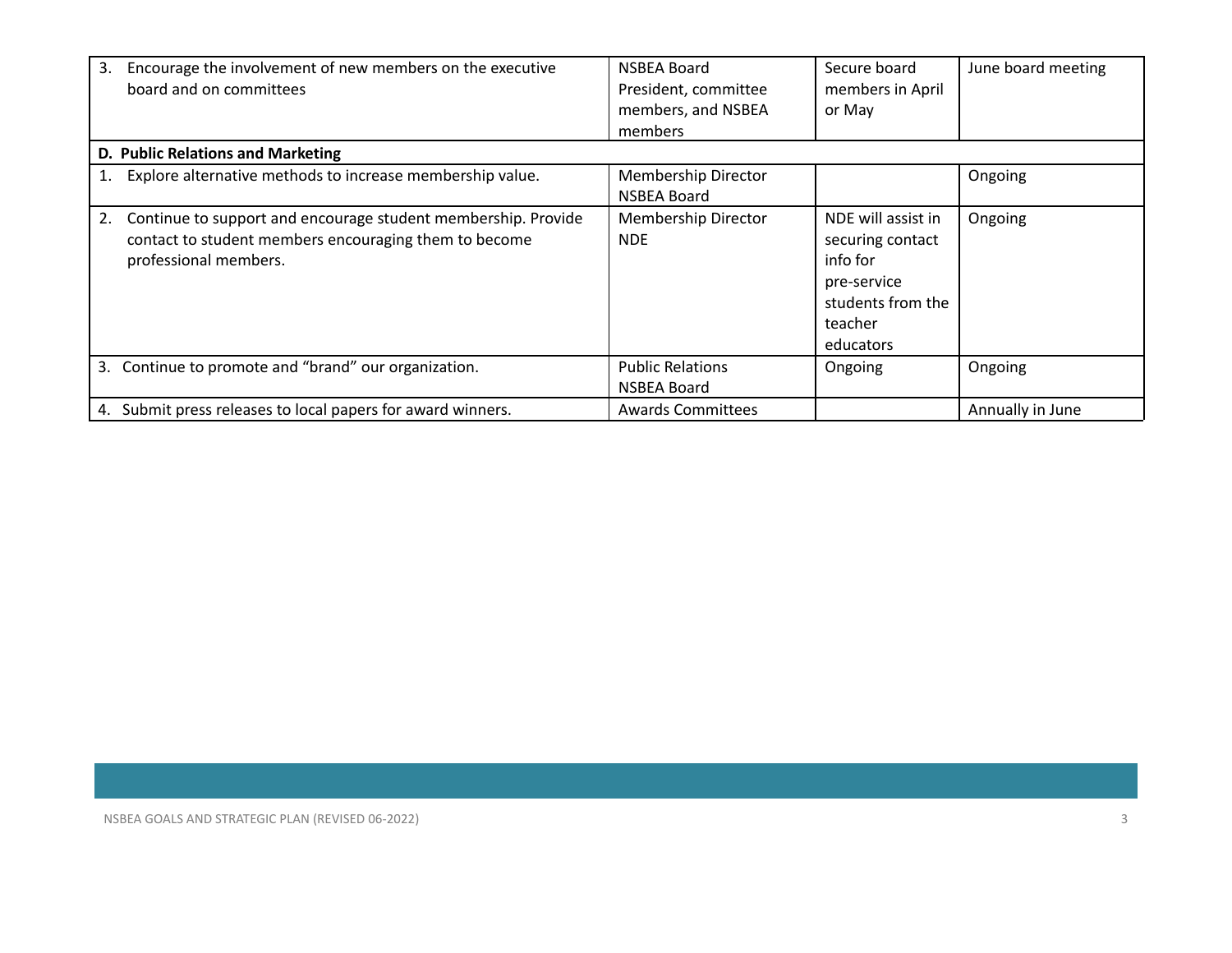| | | | |
|---|---|---|---|
| 3. Encourage the involvement of new members on the executive board and on committees | NSBEA Board President, committee members, and NSBEA members | Secure board members in April or May | June board meeting |
| **D. Public Relations and Marketing** | | | |
| 1. Explore alternative methods to increase membership value. | Membership Director NSBEA Board | | Ongoing |
| 2. Continue to support and encourage student membership. Provide contact to student members encouraging them to become professional members. | Membership Director NDE | NDE will assist in securing contact info for pre-service students from the teacher educators | Ongoing |
| 3. Continue to promote and "brand" our organization. | Public Relations NSBEA Board | Ongoing | Ongoing |
| 4. Submit press releases to local papers for award winners. | Awards Committees | | Annually in June |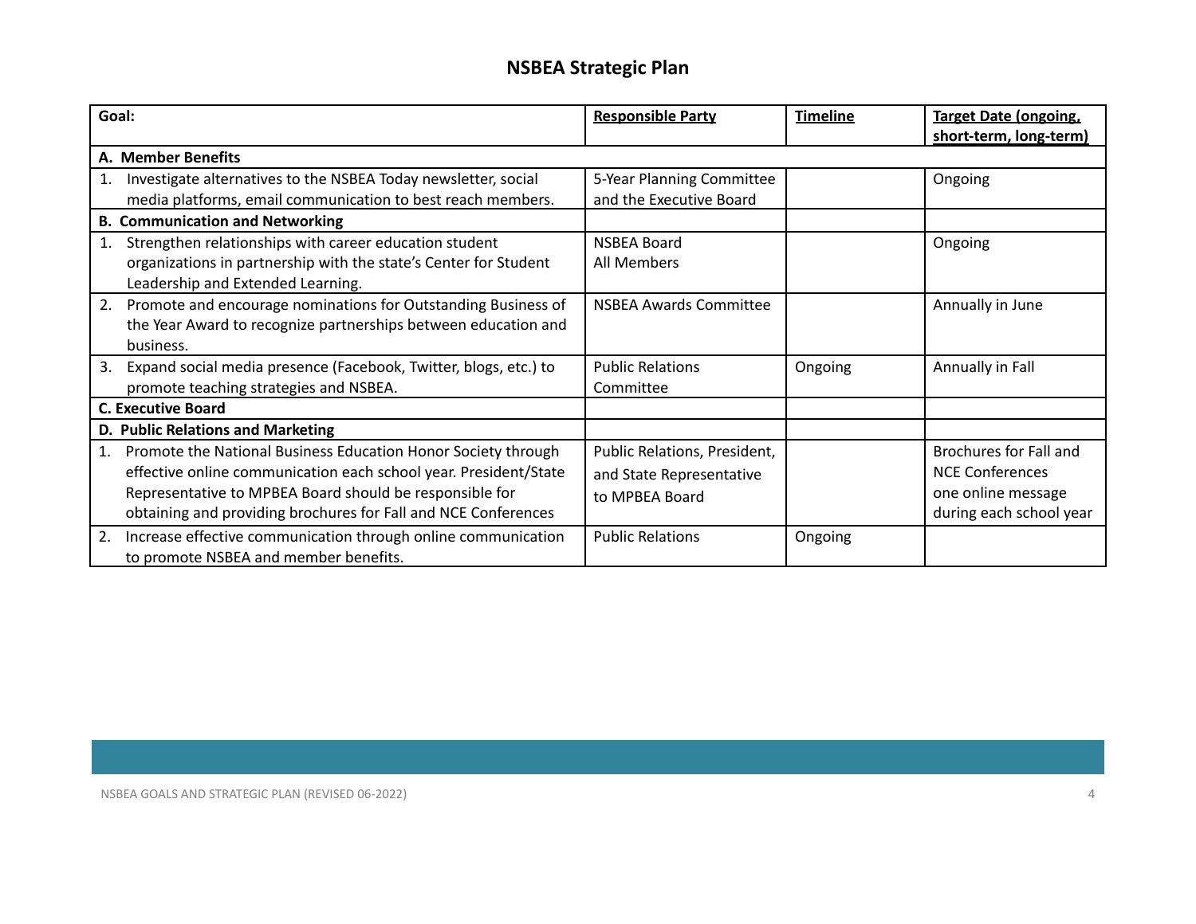# NSBEA Strategic Plan

| Goal: | Responsible Party | Timeline | Target Date (ongoing, short-term, long-term) |
|---|---|---|---|
| **A. Member Benefits** | | | |
| 1. Investigate alternatives to the NSBEA Today newsletter, social media platforms, email communication to best reach members. | 5-Year Planning Committee and the Executive Board | | Ongoing |
| **B. Communication and Networking** | | | |
| 1. Strengthen relationships with career education student organizations in partnership with the state's Center for Student Leadership and Extended Learning. | NSBEA Board<br>All Members | | Ongoing |
| 2. Promote and encourage nominations for Outstanding Business of the Year Award to recognize partnerships between education and business. | NSBEA Awards Committee | | Annually in June |
| 3. Expand social media presence (Facebook, Twitter, blogs, etc.) to promote teaching strategies and NSBEA. | Public Relations Committee | Ongoing | Annually in Fall |
| **C. Executive Board** | | | |
| **D. Public Relations and Marketing** | | | |
| 1. Promote the National Business Education Honor Society through effective online communication each school year. President/State Representative to MPBEA Board should be responsible for obtaining and providing brochures for Fall and NCE Conferences | Public Relations, President, and State Representative to MPBEA Board | | Brochures for Fall and NCE Conferences<br>one online message during each school year |
| 2. Increase effective communication through online communication to promote NSBEA and member benefits. | Public Relations | Ongoing | |